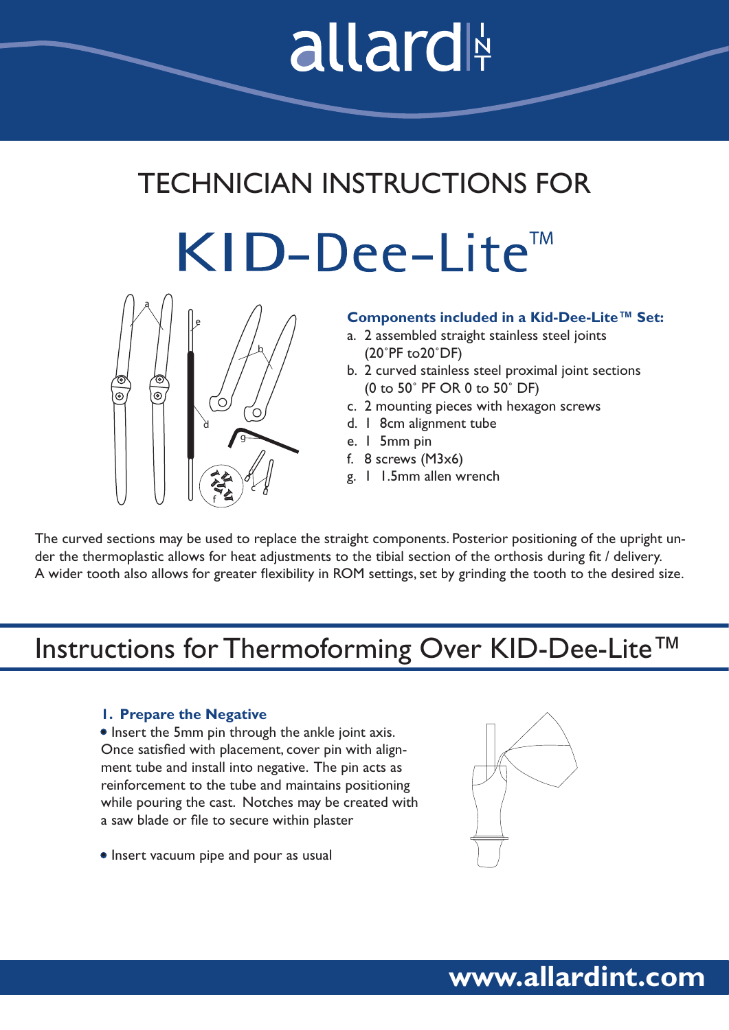# TECHNICIAN INSTRUCTIONS FOR

# KID-Dee-Lite™

**Components included in a Kid-Dee-Lite™ Set:**

a. 2 assembled straight stainless steel joints (20˚PF to20˚DF)
b. 2 curved stainless steel proximal joint sections (0 to 50˚ PF OR 0 to 50˚ DF)
c. 2 mounting pieces with hexagon screws
d. 1 8cm alignment tube
e. 1 5mm pin
f. 8 screws (M3x6)
g. 1 1.5mm allen wrench

The curved sections may be used to replace the straight components. Posterior positioning of the upright under the thermoplastic allows for heat adjustments to the tibial section of the orthosis during fit / delivery. A wider tooth also allows for greater flexibility in ROM settings, set by grinding the tooth to the desired size.

## Instructions for Thermoforming Over KID-Dee-Lite™

### 1. Prepare the Negative

- Insert the 5mm pin through the ankle joint axis. Once satisfied with placement, cover pin with alignment tube and install into negative. The pin acts as reinforcement to the tube and maintains positioning while pouring the cast. Notches may be created with a saw blade or file to secure within plaster

- Insert vacuum pipe and pour as usual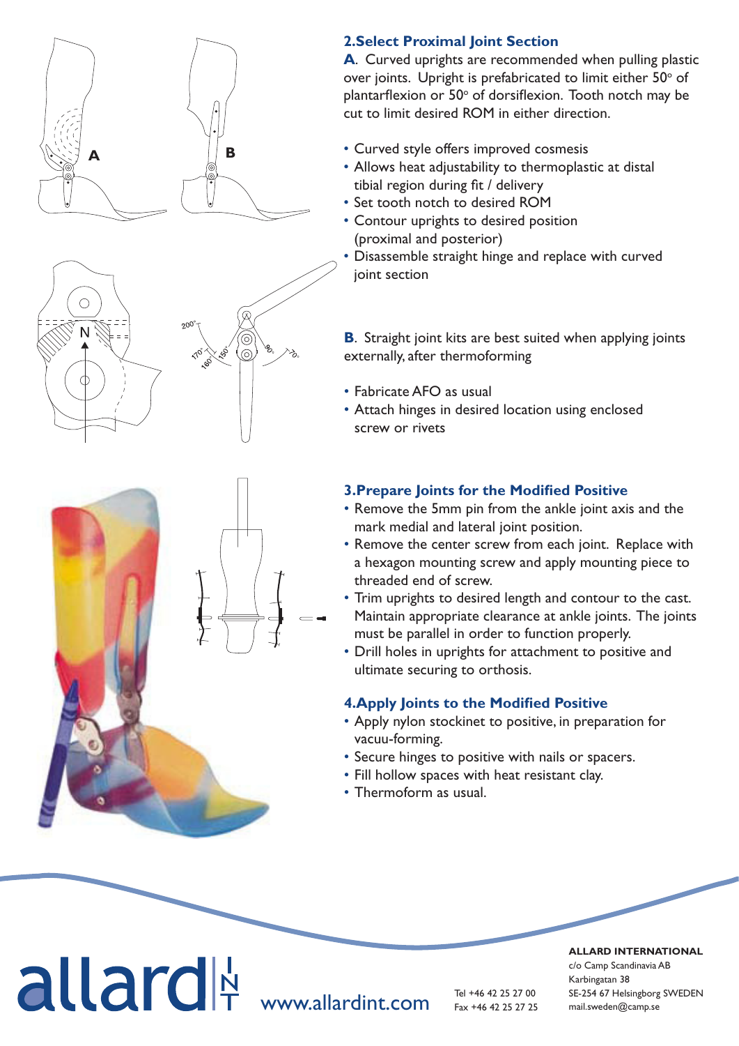## 2.Select Proximal Joint Section

**A**. Curved uprights are recommended when pulling plastic over joints. Upright is prefabricated to limit either 50° of plantarflexion or 50° of dorsiflexion. Tooth notch may be cut to limit desired ROM in either direction.

- Curved style offers improved cosmesis
- Allows heat adjustability to thermoplastic at distal tibial region during fit / delivery
- Set tooth notch to desired ROM
- Contour uprights to desired position (proximal and posterior)
- Disassemble straight hinge and replace with curved joint section

**B**. Straight joint kits are best suited when applying joints externally, after thermoforming

- Fabricate AFO as usual
- Attach hinges in desired location using enclosed screw or rivets

## 3.Prepare Joints for the Modified Positive

- Remove the 5mm pin from the ankle joint axis and the mark medial and lateral joint position.
- Remove the center screw from each joint. Replace with a hexagon mounting screw and apply mounting piece to threaded end of screw.
- Trim uprights to desired length and contour to the cast. Maintain appropriate clearance at ankle joints. The joints must be parallel in order to function properly.
- Drill holes in uprights for attachment to positive and ultimate securing to orthosis.

## 4.Apply Joints to the Modified Positive

- Apply nylon stockinet to positive, in preparation for vacuu-forming.
- Secure hinges to positive with nails or spacers.
- Fill hollow spaces with heat resistant clay.
- Thermoform as usual.

allard INT www.allardint.com

Tel +46 42 25 27 00
Fax +46 42 25 27 25

**ALLARD INTERNATIONAL**
c/o Camp Scandinavia AB
Karbingatan 38
SE-254 67 Helsingborg SWEDEN
mail.sweden@camp.se